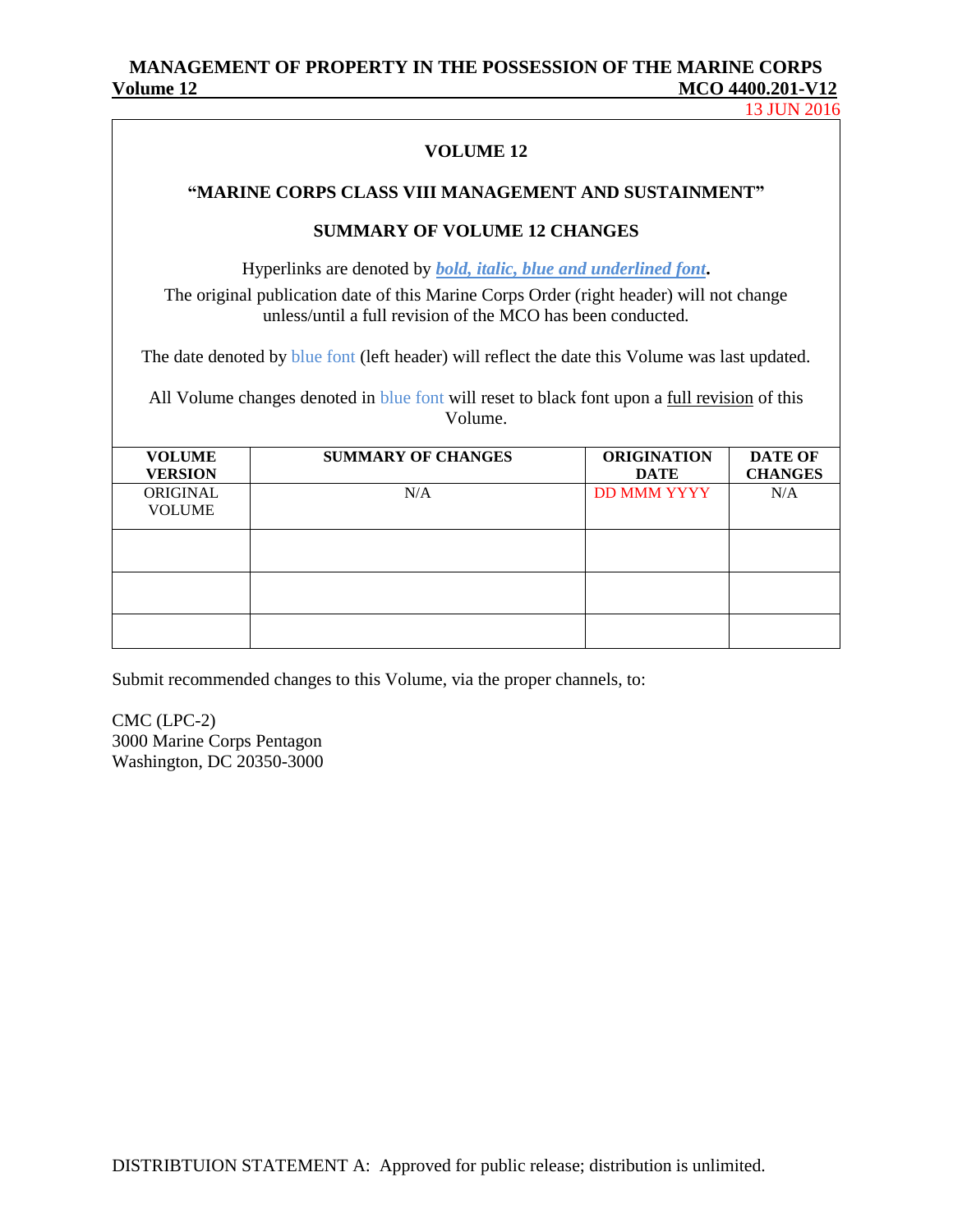**VOLUME 12**

**"MARINE CORPS CLASS VIII MANAGEMENT AND SUSTAINMENT"**

**SUMMARY OF VOLUME 12 CHANGES**

Hyperlinks are denoted by ***bold, italic, blue and underlined font*.**

The original publication date of this Marine Corps Order (right header) will not change unless/until a full revision of the MCO has been conducted.

The date denoted by blue font (left header) will reflect the date this Volume was last updated.

All Volume changes denoted in blue font will reset to black font upon a full revision of this Volume.

| VOLUME VERSION | SUMMARY OF CHANGES | ORIGINATION DATE | DATE OF CHANGES |
|---|---|---|---|
| ORIGINAL VOLUME | N/A | DD MMM YYYY | N/A |
| | | | |
| | | | |
| | | | |

Submit recommended changes to this Volume, via the proper channels, to:

CMC (LPC-2)
3000 Marine Corps Pentagon
Washington, DC 20350-3000

DISTRIBTUION STATEMENT A: Approved for public release; distribution is unlimited.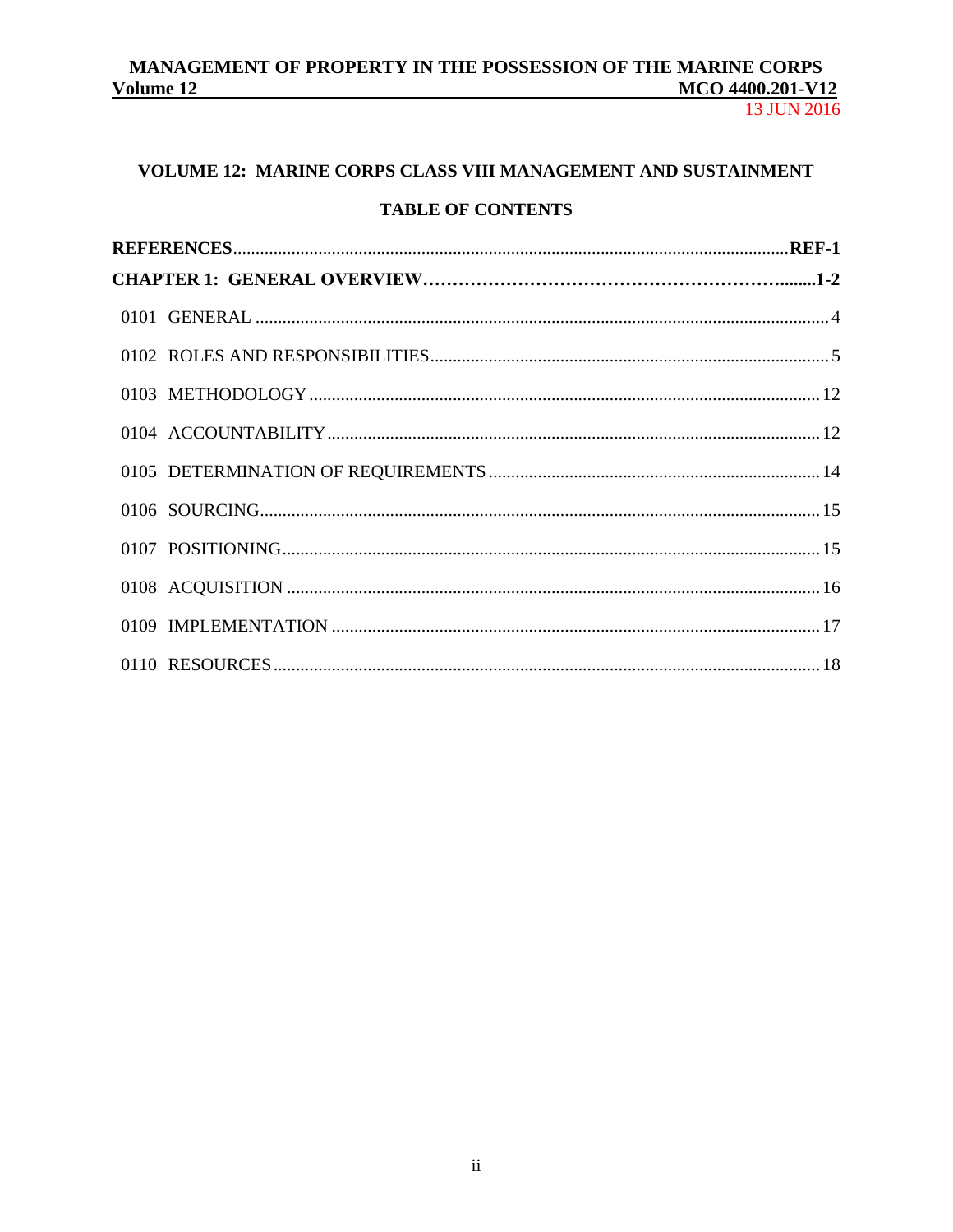# VOLUME 12: MARINE CORPS CLASS VIII MANAGEMENT AND SUSTAINMENT

## TABLE OF CONTENTS

**REFERENCES** ........................................................................................................................ **REF-1**

**CHAPTER 1: GENERAL OVERVIEW** ………………………………………………….......**1-2**

0101 GENERAL ........................................................................................................................ 4

0102 ROLES AND RESPONSIBILITIES.................................................................................... 5

0103 METHODOLOGY ............................................................................................................. 12

0104 ACCOUNTABILITY.......................................................................................................... 12

0105 DETERMINATION OF REQUIREMENTS ...................................................................... 14

0106 SOURCING........................................................................................................................ 15

0107 POSITIONING.................................................................................................................... 15

0108 ACQUISITION .................................................................................................................. 16

0109 IMPLEMENTATION ......................................................................................................... 17

0110 RESOURCES...................................................................................................................... 18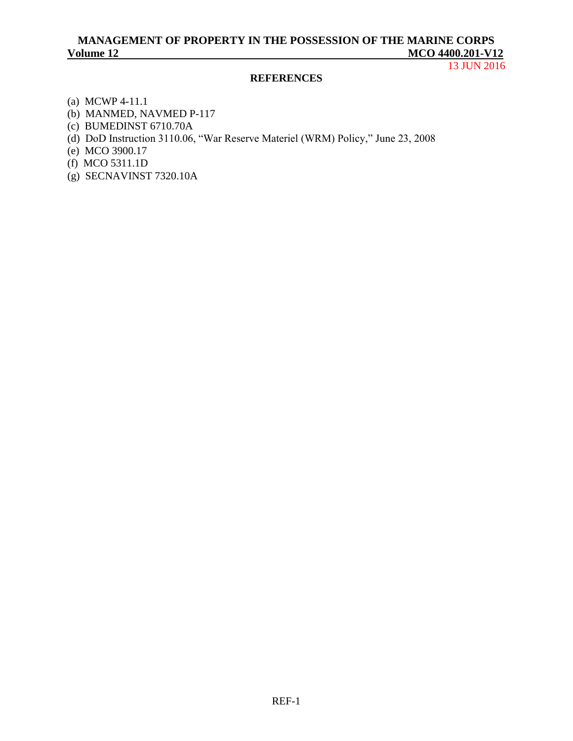## REFERENCES

(a) MCWP 4-11.1
(b) MANMED, NAVMED P-117
(c) BUMEDINST 6710.70A
(d) DoD Instruction 3110.06, "War Reserve Materiel (WRM) Policy," June 23, 2008
(e) MCO 3900.17
(f) MCO 5311.1D
(g) SECNAVINST 7320.10A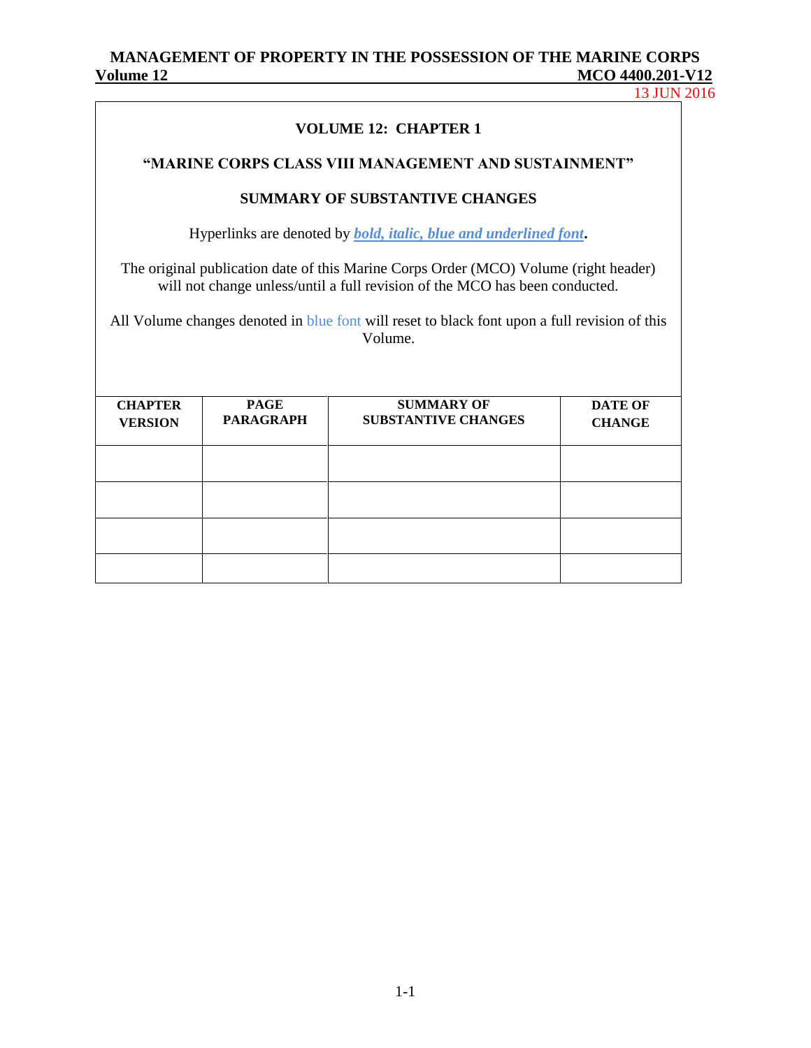## VOLUME 12: CHAPTER 1

### "MARINE CORPS CLASS VIII MANAGEMENT AND SUSTAINMENT"

### SUMMARY OF SUBSTANTIVE CHANGES

Hyperlinks are denoted by ***bold, italic, blue and underlined font***.

The original publication date of this Marine Corps Order (MCO) Volume (right header) will not change unless/until a full revision of the MCO has been conducted.

All Volume changes denoted in blue font will reset to black font upon a full revision of this Volume.

| CHAPTER VERSION | PAGE PARAGRAPH | SUMMARY OF SUBSTANTIVE CHANGES | DATE OF CHANGE |
|---|---|---|---|
| | | | |
| | | | |
| | | | |
| | | | |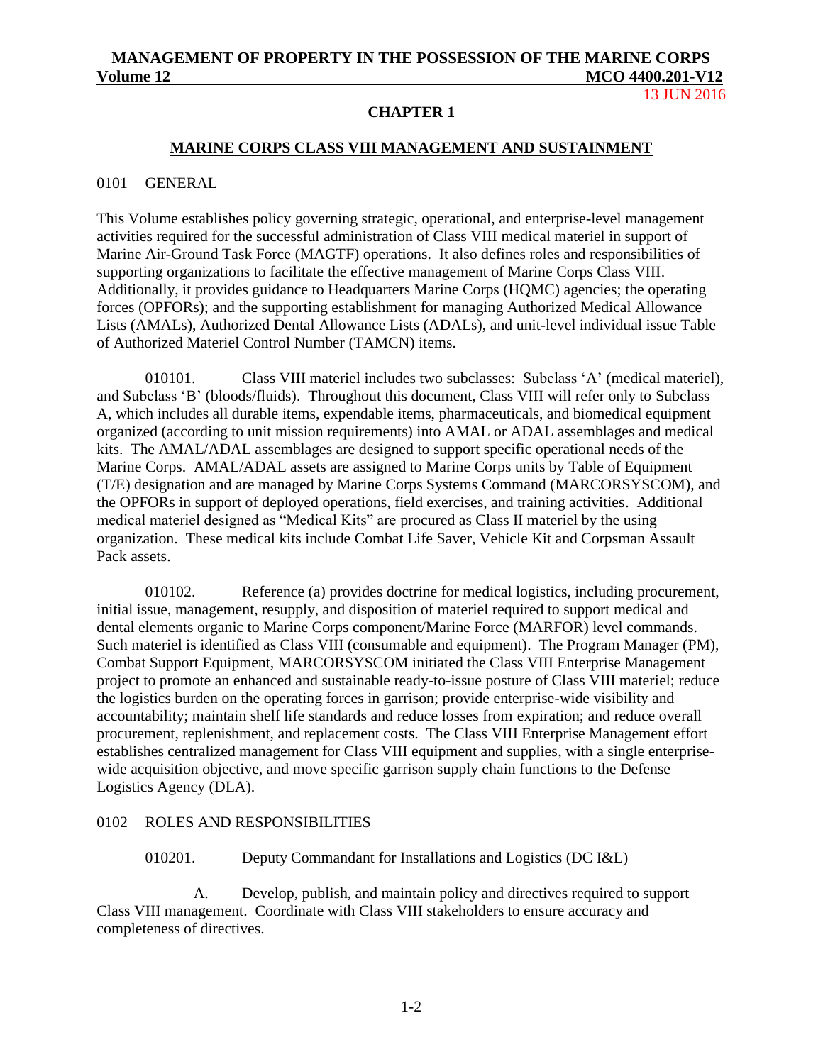## CHAPTER 1

### MARINE CORPS CLASS VIII MANAGEMENT AND SUSTAINMENT

0101 GENERAL

This Volume establishes policy governing strategic, operational, and enterprise-level management activities required for the successful administration of Class VIII medical materiel in support of Marine Air-Ground Task Force (MAGTF) operations. It also defines roles and responsibilities of supporting organizations to facilitate the effective management of Marine Corps Class VIII. Additionally, it provides guidance to Headquarters Marine Corps (HQMC) agencies; the operating forces (OPFORs); and the supporting establishment for managing Authorized Medical Allowance Lists (AMALs), Authorized Dental Allowance Lists (ADALs), and unit-level individual issue Table of Authorized Materiel Control Number (TAMCN) items.

010101. Class VIII materiel includes two subclasses: Subclass 'A' (medical materiel), and Subclass 'B' (bloods/fluids). Throughout this document, Class VIII will refer only to Subclass A, which includes all durable items, expendable items, pharmaceuticals, and biomedical equipment organized (according to unit mission requirements) into AMAL or ADAL assemblages and medical kits. The AMAL/ADAL assemblages are designed to support specific operational needs of the Marine Corps. AMAL/ADAL assets are assigned to Marine Corps units by Table of Equipment (T/E) designation and are managed by Marine Corps Systems Command (MARCORSYSCOM), and the OPFORs in support of deployed operations, field exercises, and training activities. Additional medical materiel designed as "Medical Kits" are procured as Class II materiel by the using organization. These medical kits include Combat Life Saver, Vehicle Kit and Corpsman Assault Pack assets.

010102. Reference (a) provides doctrine for medical logistics, including procurement, initial issue, management, resupply, and disposition of materiel required to support medical and dental elements organic to Marine Corps component/Marine Force (MARFOR) level commands. Such materiel is identified as Class VIII (consumable and equipment). The Program Manager (PM), Combat Support Equipment, MARCORSYSCOM initiated the Class VIII Enterprise Management project to promote an enhanced and sustainable ready-to-issue posture of Class VIII materiel; reduce the logistics burden on the operating forces in garrison; provide enterprise-wide visibility and accountability; maintain shelf life standards and reduce losses from expiration; and reduce overall procurement, replenishment, and replacement costs. The Class VIII Enterprise Management effort establishes centralized management for Class VIII equipment and supplies, with a single enterprise-wide acquisition objective, and move specific garrison supply chain functions to the Defense Logistics Agency (DLA).

0102 ROLES AND RESPONSIBILITIES

010201. Deputy Commandant for Installations and Logistics (DC I&L)

A. Develop, publish, and maintain policy and directives required to support Class VIII management. Coordinate with Class VIII stakeholders to ensure accuracy and completeness of directives.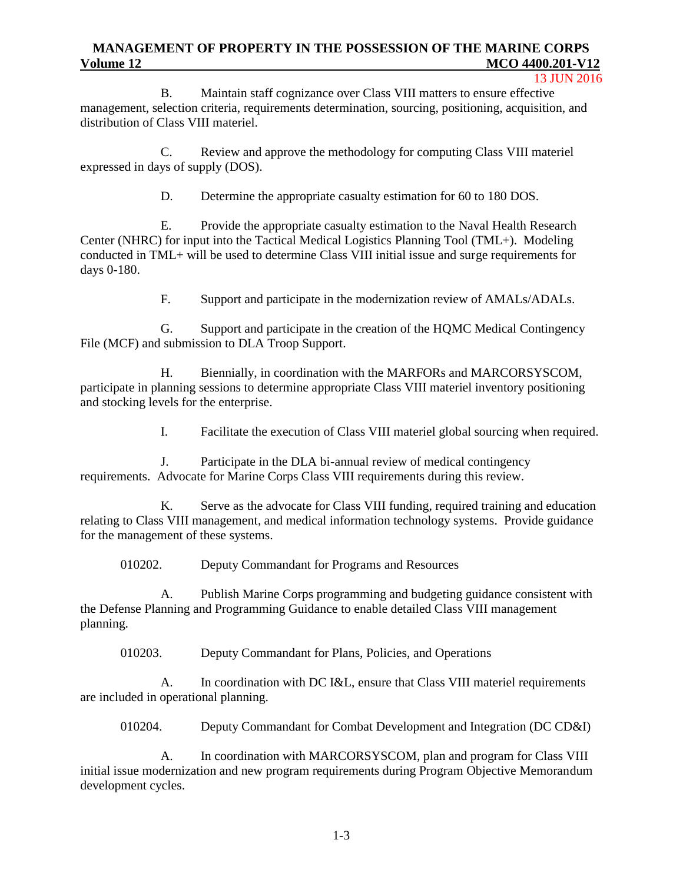B. Maintain staff cognizance over Class VIII matters to ensure effective management, selection criteria, requirements determination, sourcing, positioning, acquisition, and distribution of Class VIII materiel.

C. Review and approve the methodology for computing Class VIII materiel expressed in days of supply (DOS).

D. Determine the appropriate casualty estimation for 60 to 180 DOS.

E. Provide the appropriate casualty estimation to the Naval Health Research Center (NHRC) for input into the Tactical Medical Logistics Planning Tool (TML+). Modeling conducted in TML+ will be used to determine Class VIII initial issue and surge requirements for days 0-180.

F. Support and participate in the modernization review of AMALs/ADALs.

G. Support and participate in the creation of the HQMC Medical Contingency File (MCF) and submission to DLA Troop Support.

H. Biennially, in coordination with the MARFORs and MARCORSYSCOM, participate in planning sessions to determine appropriate Class VIII materiel inventory positioning and stocking levels for the enterprise.

I. Facilitate the execution of Class VIII materiel global sourcing when required.

J. Participate in the DLA bi-annual review of medical contingency requirements. Advocate for Marine Corps Class VIII requirements during this review.

K. Serve as the advocate for Class VIII funding, required training and education relating to Class VIII management, and medical information technology systems. Provide guidance for the management of these systems.

010202. Deputy Commandant for Programs and Resources

A. Publish Marine Corps programming and budgeting guidance consistent with the Defense Planning and Programming Guidance to enable detailed Class VIII management planning.

010203. Deputy Commandant for Plans, Policies, and Operations

A. In coordination with DC I&L, ensure that Class VIII materiel requirements are included in operational planning.

010204. Deputy Commandant for Combat Development and Integration (DC CD&I)

A. In coordination with MARCORSYSCOM, plan and program for Class VIII initial issue modernization and new program requirements during Program Objective Memorandum development cycles.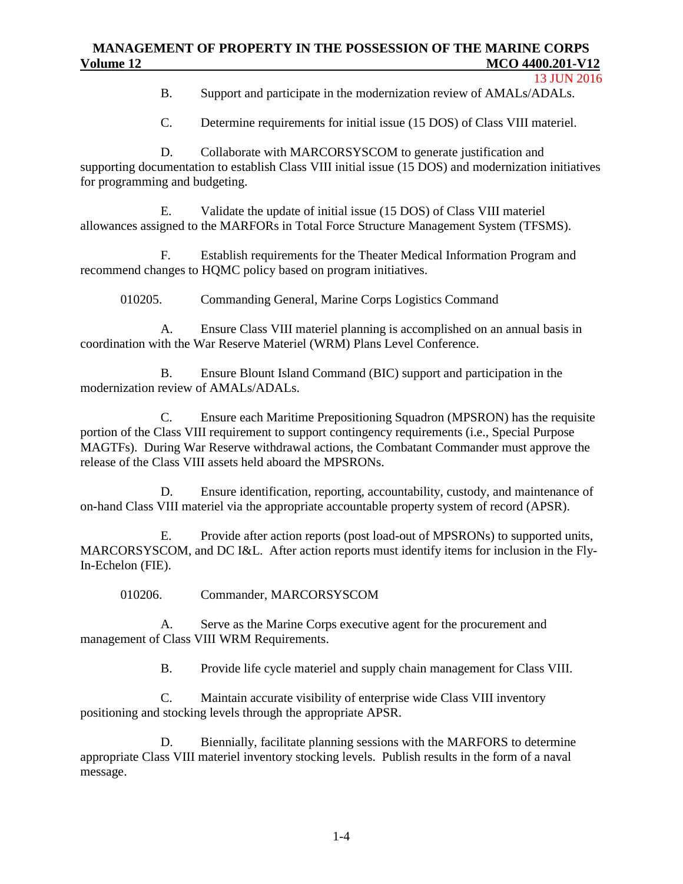B. Support and participate in the modernization review of AMALs/ADALs.

C. Determine requirements for initial issue (15 DOS) of Class VIII materiel.

D. Collaborate with MARCORSYSCOM to generate justification and supporting documentation to establish Class VIII initial issue (15 DOS) and modernization initiatives for programming and budgeting.

E. Validate the update of initial issue (15 DOS) of Class VIII materiel allowances assigned to the MARFORs in Total Force Structure Management System (TFSMS).

F. Establish requirements for the Theater Medical Information Program and recommend changes to HQMC policy based on program initiatives.

010205. Commanding General, Marine Corps Logistics Command

A. Ensure Class VIII materiel planning is accomplished on an annual basis in coordination with the War Reserve Materiel (WRM) Plans Level Conference.

B. Ensure Blount Island Command (BIC) support and participation in the modernization review of AMALs/ADALs.

C. Ensure each Maritime Prepositioning Squadron (MPSRON) has the requisite portion of the Class VIII requirement to support contingency requirements (i.e., Special Purpose MAGTFs). During War Reserve withdrawal actions, the Combatant Commander must approve the release of the Class VIII assets held aboard the MPSRONs.

D. Ensure identification, reporting, accountability, custody, and maintenance of on-hand Class VIII materiel via the appropriate accountable property system of record (APSR).

E. Provide after action reports (post load-out of MPSRONs) to supported units, MARCORSYSCOM, and DC I&L. After action reports must identify items for inclusion in the Fly-In-Echelon (FIE).

010206. Commander, MARCORSYSCOM

A. Serve as the Marine Corps executive agent for the procurement and management of Class VIII WRM Requirements.

B. Provide life cycle materiel and supply chain management for Class VIII.

C. Maintain accurate visibility of enterprise wide Class VIII inventory positioning and stocking levels through the appropriate APSR.

D. Biennially, facilitate planning sessions with the MARFORS to determine appropriate Class VIII materiel inventory stocking levels. Publish results in the form of a naval message.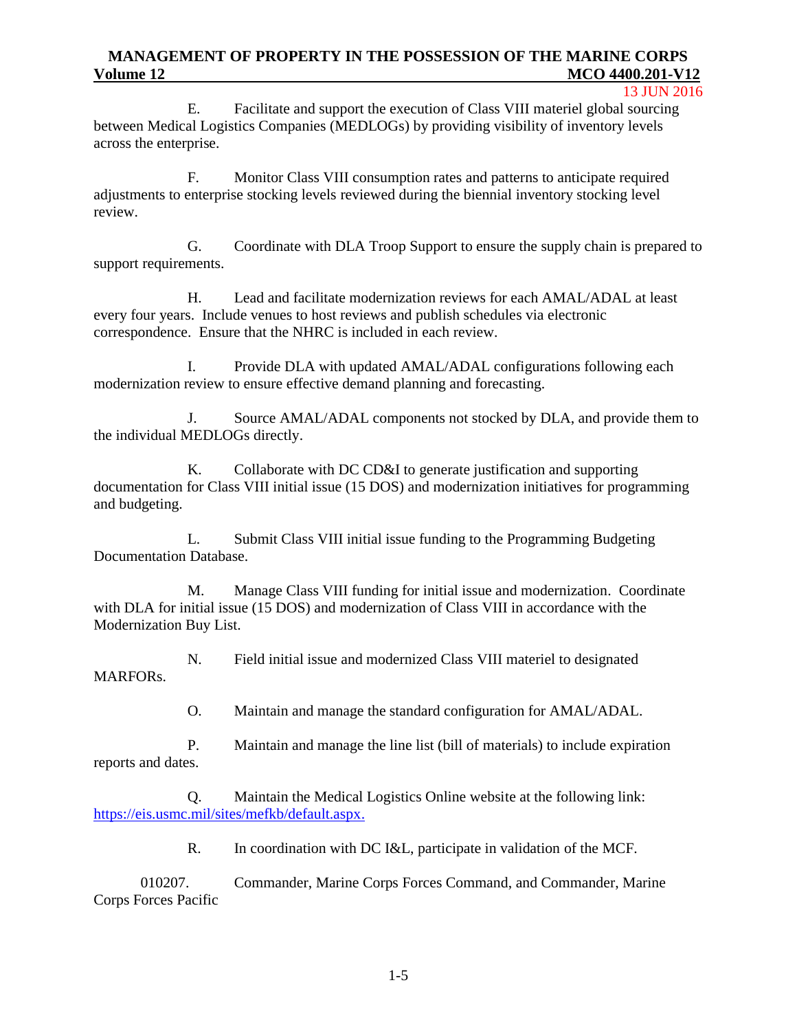E. Facilitate and support the execution of Class VIII materiel global sourcing between Medical Logistics Companies (MEDLOGs) by providing visibility of inventory levels across the enterprise.

F. Monitor Class VIII consumption rates and patterns to anticipate required adjustments to enterprise stocking levels reviewed during the biennial inventory stocking level review.

G. Coordinate with DLA Troop Support to ensure the supply chain is prepared to support requirements.

H. Lead and facilitate modernization reviews for each AMAL/ADAL at least every four years. Include venues to host reviews and publish schedules via electronic correspondence. Ensure that the NHRC is included in each review.

I. Provide DLA with updated AMAL/ADAL configurations following each modernization review to ensure effective demand planning and forecasting.

J. Source AMAL/ADAL components not stocked by DLA, and provide them to the individual MEDLOGs directly.

K. Collaborate with DC CD&I to generate justification and supporting documentation for Class VIII initial issue (15 DOS) and modernization initiatives for programming and budgeting.

L. Submit Class VIII initial issue funding to the Programming Budgeting Documentation Database.

M. Manage Class VIII funding for initial issue and modernization. Coordinate with DLA for initial issue (15 DOS) and modernization of Class VIII in accordance with the Modernization Buy List.

N. Field initial issue and modernized Class VIII materiel to designated MARFORs.

O. Maintain and manage the standard configuration for AMAL/ADAL.

P. Maintain and manage the line list (bill of materials) to include expiration reports and dates.

Q. Maintain the Medical Logistics Online website at the following link: https://eis.usmc.mil/sites/mefkb/default.aspx.

R. In coordination with DC I&L, participate in validation of the MCF.

010207. Commander, Marine Corps Forces Command, and Commander, Marine Corps Forces Pacific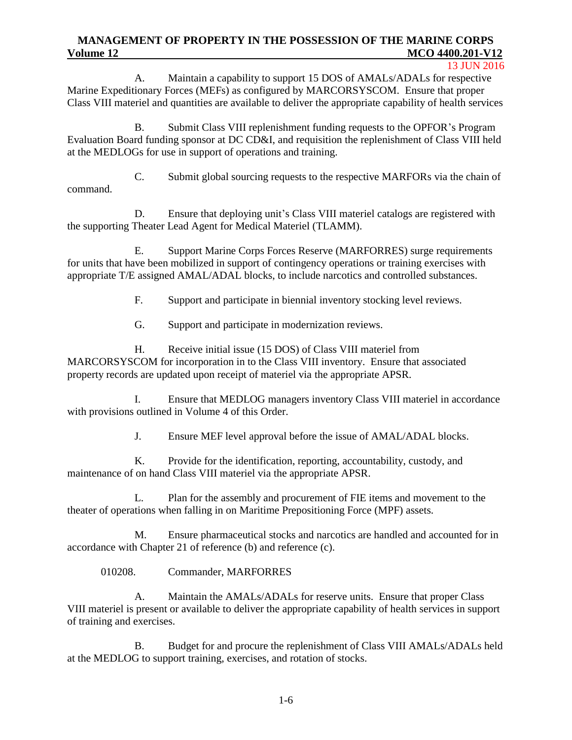A. Maintain a capability to support 15 DOS of AMALs/ADALs for respective Marine Expeditionary Forces (MEFs) as configured by MARCORSYSCOM. Ensure that proper Class VIII materiel and quantities are available to deliver the appropriate capability of health services

B. Submit Class VIII replenishment funding requests to the OPFOR's Program Evaluation Board funding sponsor at DC CD&I, and requisition the replenishment of Class VIII held at the MEDLOGs for use in support of operations and training.

C. Submit global sourcing requests to the respective MARFORs via the chain of command.

D. Ensure that deploying unit's Class VIII materiel catalogs are registered with the supporting Theater Lead Agent for Medical Materiel (TLAMM).

E. Support Marine Corps Forces Reserve (MARFORRES) surge requirements for units that have been mobilized in support of contingency operations or training exercises with appropriate T/E assigned AMAL/ADAL blocks, to include narcotics and controlled substances.

F. Support and participate in biennial inventory stocking level reviews.

G. Support and participate in modernization reviews.

H. Receive initial issue (15 DOS) of Class VIII materiel from MARCORSYSCOM for incorporation in to the Class VIII inventory. Ensure that associated property records are updated upon receipt of materiel via the appropriate APSR.

I. Ensure that MEDLOG managers inventory Class VIII materiel in accordance with provisions outlined in Volume 4 of this Order.

J. Ensure MEF level approval before the issue of AMAL/ADAL blocks.

K. Provide for the identification, reporting, accountability, custody, and maintenance of on hand Class VIII materiel via the appropriate APSR.

L. Plan for the assembly and procurement of FIE items and movement to the theater of operations when falling in on Maritime Prepositioning Force (MPF) assets.

M. Ensure pharmaceutical stocks and narcotics are handled and accounted for in accordance with Chapter 21 of reference (b) and reference (c).

010208. Commander, MARFORRES

A. Maintain the AMALs/ADALs for reserve units. Ensure that proper Class VIII materiel is present or available to deliver the appropriate capability of health services in support of training and exercises.

B. Budget for and procure the replenishment of Class VIII AMALs/ADALs held at the MEDLOG to support training, exercises, and rotation of stocks.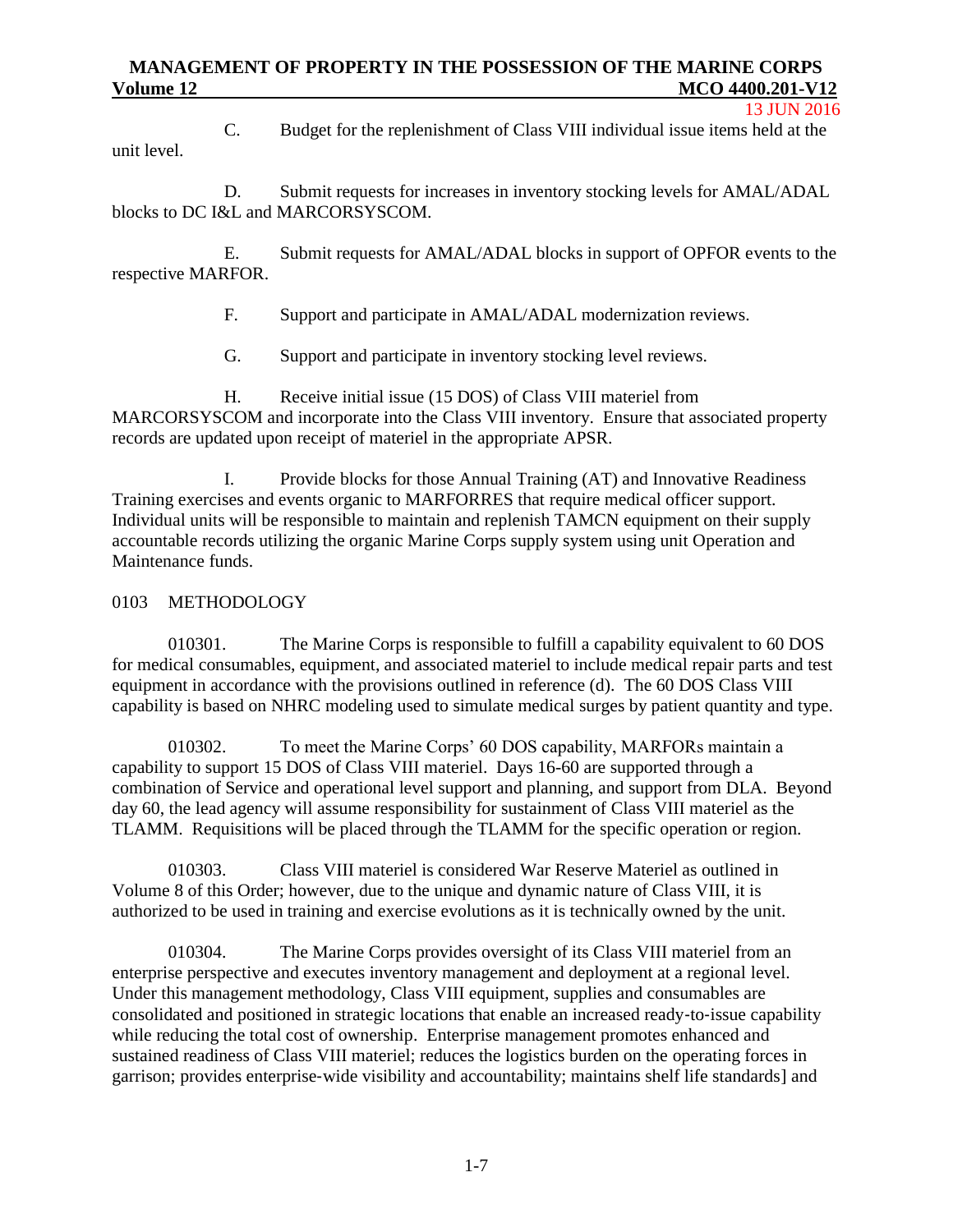C. Budget for the replenishment of Class VIII individual issue items held at the unit level.

D. Submit requests for increases in inventory stocking levels for AMAL/ADAL blocks to DC I&L and MARCORSYSCOM.

E. Submit requests for AMAL/ADAL blocks in support of OPFOR events to the respective MARFOR.

F. Support and participate in AMAL/ADAL modernization reviews.

G. Support and participate in inventory stocking level reviews.

H. Receive initial issue (15 DOS) of Class VIII materiel from MARCORSYSCOM and incorporate into the Class VIII inventory. Ensure that associated property records are updated upon receipt of materiel in the appropriate APSR.

I. Provide blocks for those Annual Training (AT) and Innovative Readiness Training exercises and events organic to MARFORRES that require medical officer support. Individual units will be responsible to maintain and replenish TAMCN equipment on their supply accountable records utilizing the organic Marine Corps supply system using unit Operation and Maintenance funds.

## 0103 METHODOLOGY

010301. The Marine Corps is responsible to fulfill a capability equivalent to 60 DOS for medical consumables, equipment, and associated materiel to include medical repair parts and test equipment in accordance with the provisions outlined in reference (d). The 60 DOS Class VIII capability is based on NHRC modeling used to simulate medical surges by patient quantity and type.

010302. To meet the Marine Corps' 60 DOS capability, MARFORs maintain a capability to support 15 DOS of Class VIII materiel. Days 16-60 are supported through a combination of Service and operational level support and planning, and support from DLA. Beyond day 60, the lead agency will assume responsibility for sustainment of Class VIII materiel as the TLAMM. Requisitions will be placed through the TLAMM for the specific operation or region.

010303. Class VIII materiel is considered War Reserve Materiel as outlined in Volume 8 of this Order; however, due to the unique and dynamic nature of Class VIII, it is authorized to be used in training and exercise evolutions as it is technically owned by the unit.

010304. The Marine Corps provides oversight of its Class VIII materiel from an enterprise perspective and executes inventory management and deployment at a regional level. Under this management methodology, Class VIII equipment, supplies and consumables are consolidated and positioned in strategic locations that enable an increased ready-to-issue capability while reducing the total cost of ownership. Enterprise management promotes enhanced and sustained readiness of Class VIII materiel; reduces the logistics burden on the operating forces in garrison; provides enterprise-wide visibility and accountability; maintains shelf life standards] and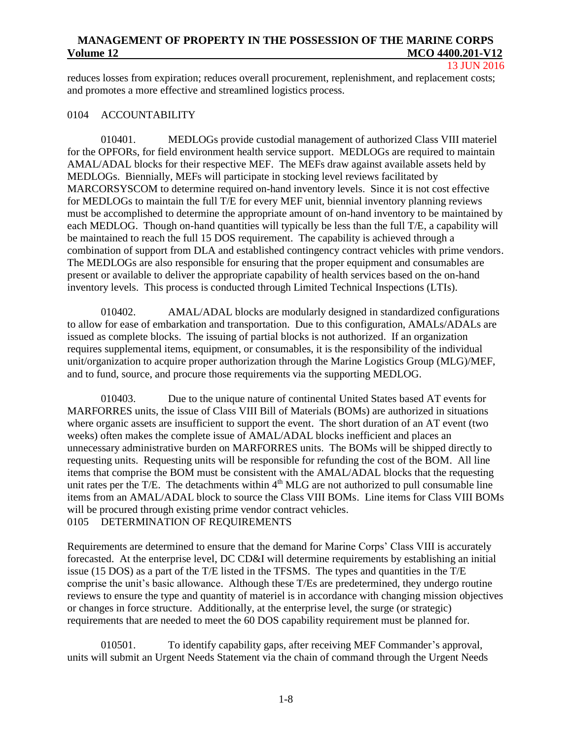reduces losses from expiration; reduces overall procurement, replenishment, and replacement costs; and promotes a more effective and streamlined logistics process.

## 0104 ACCOUNTABILITY

010401. MEDLOGs provide custodial management of authorized Class VIII materiel for the OPFORs, for field environment health service support. MEDLOGs are required to maintain AMAL/ADAL blocks for their respective MEF. The MEFs draw against available assets held by MEDLOGs. Biennially, MEFs will participate in stocking level reviews facilitated by MARCORSYSCOM to determine required on-hand inventory levels. Since it is not cost effective for MEDLOGs to maintain the full T/E for every MEF unit, biennial inventory planning reviews must be accomplished to determine the appropriate amount of on-hand inventory to be maintained by each MEDLOG. Though on-hand quantities will typically be less than the full T/E, a capability will be maintained to reach the full 15 DOS requirement. The capability is achieved through a combination of support from DLA and established contingency contract vehicles with prime vendors. The MEDLOGs are also responsible for ensuring that the proper equipment and consumables are present or available to deliver the appropriate capability of health services based on the on-hand inventory levels. This process is conducted through Limited Technical Inspections (LTIs).

010402. AMAL/ADAL blocks are modularly designed in standardized configurations to allow for ease of embarkation and transportation. Due to this configuration, AMALs/ADALs are issued as complete blocks. The issuing of partial blocks is not authorized. If an organization requires supplemental items, equipment, or consumables, it is the responsibility of the individual unit/organization to acquire proper authorization through the Marine Logistics Group (MLG)/MEF, and to fund, source, and procure those requirements via the supporting MEDLOG.

010403. Due to the unique nature of continental United States based AT events for MARFORRES units, the issue of Class VIII Bill of Materials (BOMs) are authorized in situations where organic assets are insufficient to support the event. The short duration of an AT event (two weeks) often makes the complete issue of AMAL/ADAL blocks inefficient and places an unnecessary administrative burden on MARFORRES units. The BOMs will be shipped directly to requesting units. Requesting units will be responsible for refunding the cost of the BOM. All line items that comprise the BOM must be consistent with the AMAL/ADAL blocks that the requesting unit rates per the T/E. The detachments within 4th MLG are not authorized to pull consumable line items from an AMAL/ADAL block to source the Class VIII BOMs. Line items for Class VIII BOMs will be procured through existing prime vendor contract vehicles.

## 0105 DETERMINATION OF REQUIREMENTS

Requirements are determined to ensure that the demand for Marine Corps' Class VIII is accurately forecasted. At the enterprise level, DC CD&I will determine requirements by establishing an initial issue (15 DOS) as a part of the T/E listed in the TFSMS. The types and quantities in the T/E comprise the unit's basic allowance. Although these T/Es are predetermined, they undergo routine reviews to ensure the type and quantity of materiel is in accordance with changing mission objectives or changes in force structure. Additionally, at the enterprise level, the surge (or strategic) requirements that are needed to meet the 60 DOS capability requirement must be planned for.

010501. To identify capability gaps, after receiving MEF Commander's approval, units will submit an Urgent Needs Statement via the chain of command through the Urgent Needs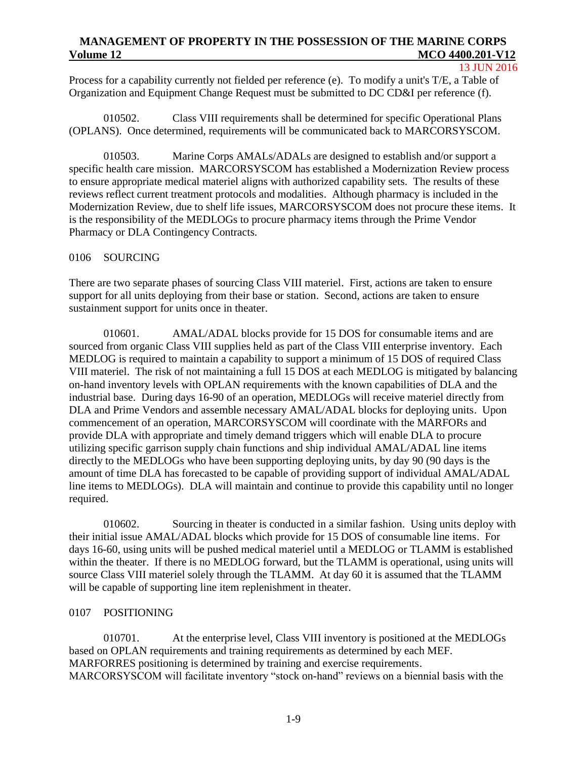Process for a capability currently not fielded per reference (e). To modify a unit's T/E, a Table of Organization and Equipment Change Request must be submitted to DC CD&I per reference (f).

010502. Class VIII requirements shall be determined for specific Operational Plans (OPLANS). Once determined, requirements will be communicated back to MARCORSYSCOM.

010503. Marine Corps AMALs/ADALs are designed to establish and/or support a specific health care mission. MARCORSYSCOM has established a Modernization Review process to ensure appropriate medical materiel aligns with authorized capability sets. The results of these reviews reflect current treatment protocols and modalities. Although pharmacy is included in the Modernization Review, due to shelf life issues, MARCORSYSCOM does not procure these items. It is the responsibility of the MEDLOGs to procure pharmacy items through the Prime Vendor Pharmacy or DLA Contingency Contracts.

## 0106 SOURCING

There are two separate phases of sourcing Class VIII materiel. First, actions are taken to ensure support for all units deploying from their base or station. Second, actions are taken to ensure sustainment support for units once in theater.

010601. AMAL/ADAL blocks provide for 15 DOS for consumable items and are sourced from organic Class VIII supplies held as part of the Class VIII enterprise inventory. Each MEDLOG is required to maintain a capability to support a minimum of 15 DOS of required Class VIII materiel. The risk of not maintaining a full 15 DOS at each MEDLOG is mitigated by balancing on-hand inventory levels with OPLAN requirements with the known capabilities of DLA and the industrial base. During days 16-90 of an operation, MEDLOGs will receive materiel directly from DLA and Prime Vendors and assemble necessary AMAL/ADAL blocks for deploying units. Upon commencement of an operation, MARCORSYSCOM will coordinate with the MARFORs and provide DLA with appropriate and timely demand triggers which will enable DLA to procure utilizing specific garrison supply chain functions and ship individual AMAL/ADAL line items directly to the MEDLOGs who have been supporting deploying units, by day 90 (90 days is the amount of time DLA has forecasted to be capable of providing support of individual AMAL/ADAL line items to MEDLOGs). DLA will maintain and continue to provide this capability until no longer required.

010602. Sourcing in theater is conducted in a similar fashion. Using units deploy with their initial issue AMAL/ADAL blocks which provide for 15 DOS of consumable line items. For days 16-60, using units will be pushed medical materiel until a MEDLOG or TLAMM is established within the theater. If there is no MEDLOG forward, but the TLAMM is operational, using units will source Class VIII materiel solely through the TLAMM. At day 60 it is assumed that the TLAMM will be capable of supporting line item replenishment in theater.

## 0107 POSITIONING

010701. At the enterprise level, Class VIII inventory is positioned at the MEDLOGs based on OPLAN requirements and training requirements as determined by each MEF. MARFORRES positioning is determined by training and exercise requirements. MARCORSYSCOM will facilitate inventory "stock on-hand" reviews on a biennial basis with the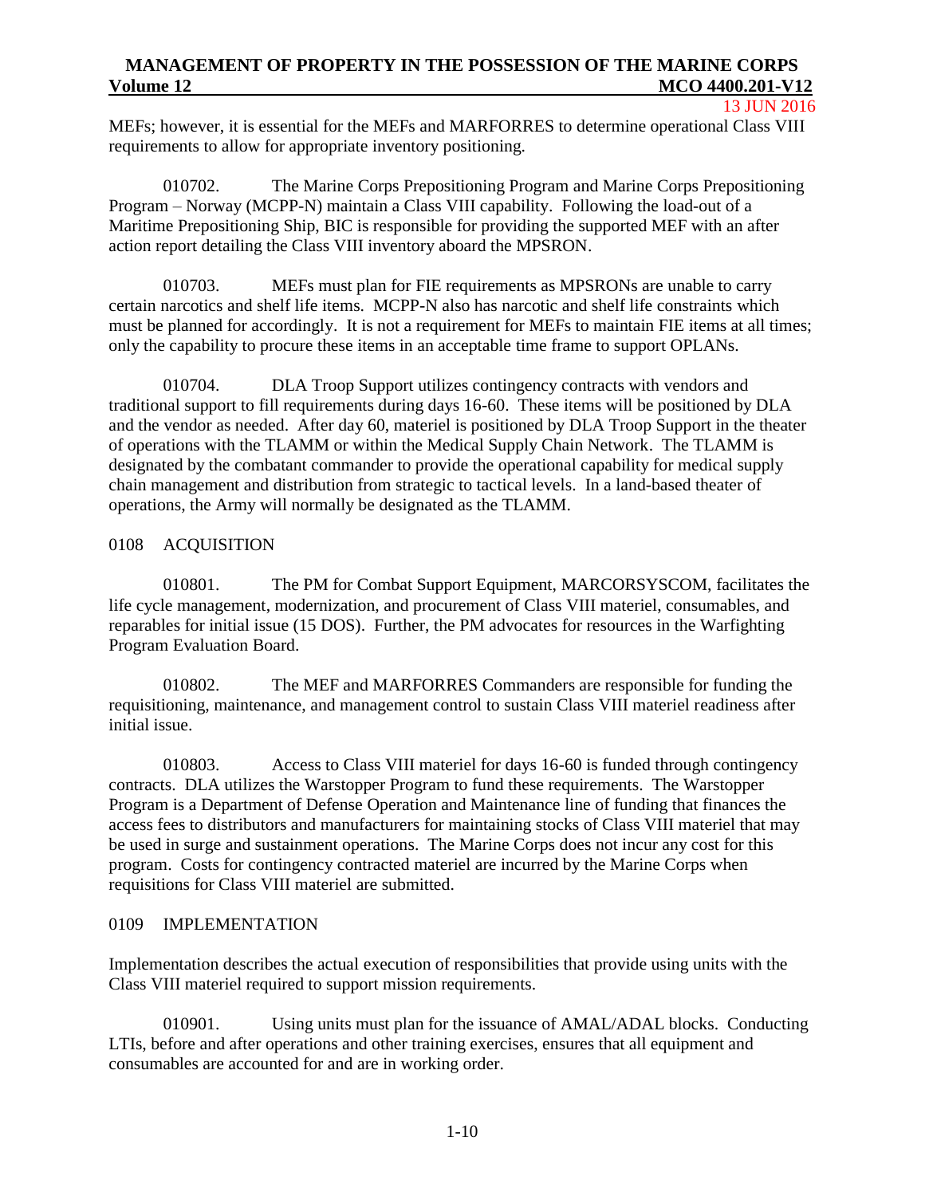MEFs; however, it is essential for the MEFs and MARFORRES to determine operational Class VIII requirements to allow for appropriate inventory positioning.

010702. The Marine Corps Prepositioning Program and Marine Corps Prepositioning Program – Norway (MCPP-N) maintain a Class VIII capability. Following the load-out of a Maritime Prepositioning Ship, BIC is responsible for providing the supported MEF with an after action report detailing the Class VIII inventory aboard the MPSRON.

010703. MEFs must plan for FIE requirements as MPSRONs are unable to carry certain narcotics and shelf life items. MCPP-N also has narcotic and shelf life constraints which must be planned for accordingly. It is not a requirement for MEFs to maintain FIE items at all times; only the capability to procure these items in an acceptable time frame to support OPLANs.

010704. DLA Troop Support utilizes contingency contracts with vendors and traditional support to fill requirements during days 16-60. These items will be positioned by DLA and the vendor as needed. After day 60, materiel is positioned by DLA Troop Support in the theater of operations with the TLAMM or within the Medical Supply Chain Network. The TLAMM is designated by the combatant commander to provide the operational capability for medical supply chain management and distribution from strategic to tactical levels. In a land-based theater of operations, the Army will normally be designated as the TLAMM.

## 0108 ACQUISITION

010801. The PM for Combat Support Equipment, MARCORSYSCOM, facilitates the life cycle management, modernization, and procurement of Class VIII materiel, consumables, and reparables for initial issue (15 DOS). Further, the PM advocates for resources in the Warfighting Program Evaluation Board.

010802. The MEF and MARFORRES Commanders are responsible for funding the requisitioning, maintenance, and management control to sustain Class VIII materiel readiness after initial issue.

010803. Access to Class VIII materiel for days 16-60 is funded through contingency contracts. DLA utilizes the Warstopper Program to fund these requirements. The Warstopper Program is a Department of Defense Operation and Maintenance line of funding that finances the access fees to distributors and manufacturers for maintaining stocks of Class VIII materiel that may be used in surge and sustainment operations. The Marine Corps does not incur any cost for this program. Costs for contingency contracted materiel are incurred by the Marine Corps when requisitions for Class VIII materiel are submitted.

## 0109 IMPLEMENTATION

Implementation describes the actual execution of responsibilities that provide using units with the Class VIII materiel required to support mission requirements.

010901. Using units must plan for the issuance of AMAL/ADAL blocks. Conducting LTIs, before and after operations and other training exercises, ensures that all equipment and consumables are accounted for and are in working order.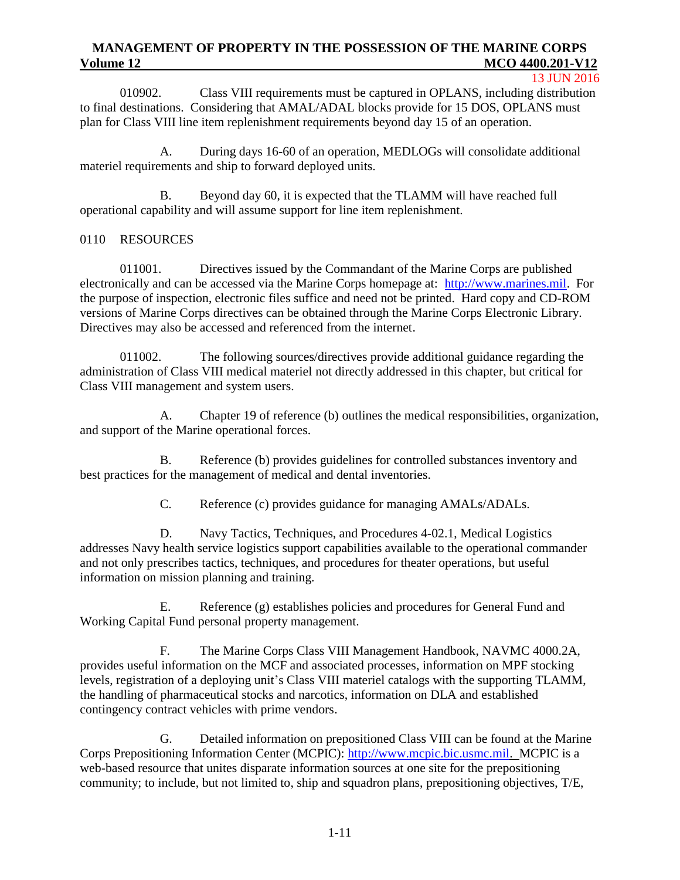010902. Class VIII requirements must be captured in OPLANS, including distribution to final destinations. Considering that AMAL/ADAL blocks provide for 15 DOS, OPLANS must plan for Class VIII line item replenishment requirements beyond day 15 of an operation.

A. During days 16-60 of an operation, MEDLOGs will consolidate additional materiel requirements and ship to forward deployed units.

B. Beyond day 60, it is expected that the TLAMM will have reached full operational capability and will assume support for line item replenishment.

## 0110 RESOURCES

011001. Directives issued by the Commandant of the Marine Corps are published electronically and can be accessed via the Marine Corps homepage at: http://www.marines.mil. For the purpose of inspection, electronic files suffice and need not be printed. Hard copy and CD-ROM versions of Marine Corps directives can be obtained through the Marine Corps Electronic Library. Directives may also be accessed and referenced from the internet.

011002. The following sources/directives provide additional guidance regarding the administration of Class VIII medical materiel not directly addressed in this chapter, but critical for Class VIII management and system users.

A. Chapter 19 of reference (b) outlines the medical responsibilities, organization, and support of the Marine operational forces.

B. Reference (b) provides guidelines for controlled substances inventory and best practices for the management of medical and dental inventories.

C. Reference (c) provides guidance for managing AMALs/ADALs.

D. Navy Tactics, Techniques, and Procedures 4-02.1, Medical Logistics addresses Navy health service logistics support capabilities available to the operational commander and not only prescribes tactics, techniques, and procedures for theater operations, but useful information on mission planning and training.

E. Reference (g) establishes policies and procedures for General Fund and Working Capital Fund personal property management.

F. The Marine Corps Class VIII Management Handbook, NAVMC 4000.2A, provides useful information on the MCF and associated processes, information on MPF stocking levels, registration of a deploying unit's Class VIII materiel catalogs with the supporting TLAMM, the handling of pharmaceutical stocks and narcotics, information on DLA and established contingency contract vehicles with prime vendors.

G. Detailed information on prepositioned Class VIII can be found at the Marine Corps Prepositioning Information Center (MCPIC): http://www.mcpic.bic.usmc.mil. MCPIC is a web-based resource that unites disparate information sources at one site for the prepositioning community; to include, but not limited to, ship and squadron plans, prepositioning objectives, T/E,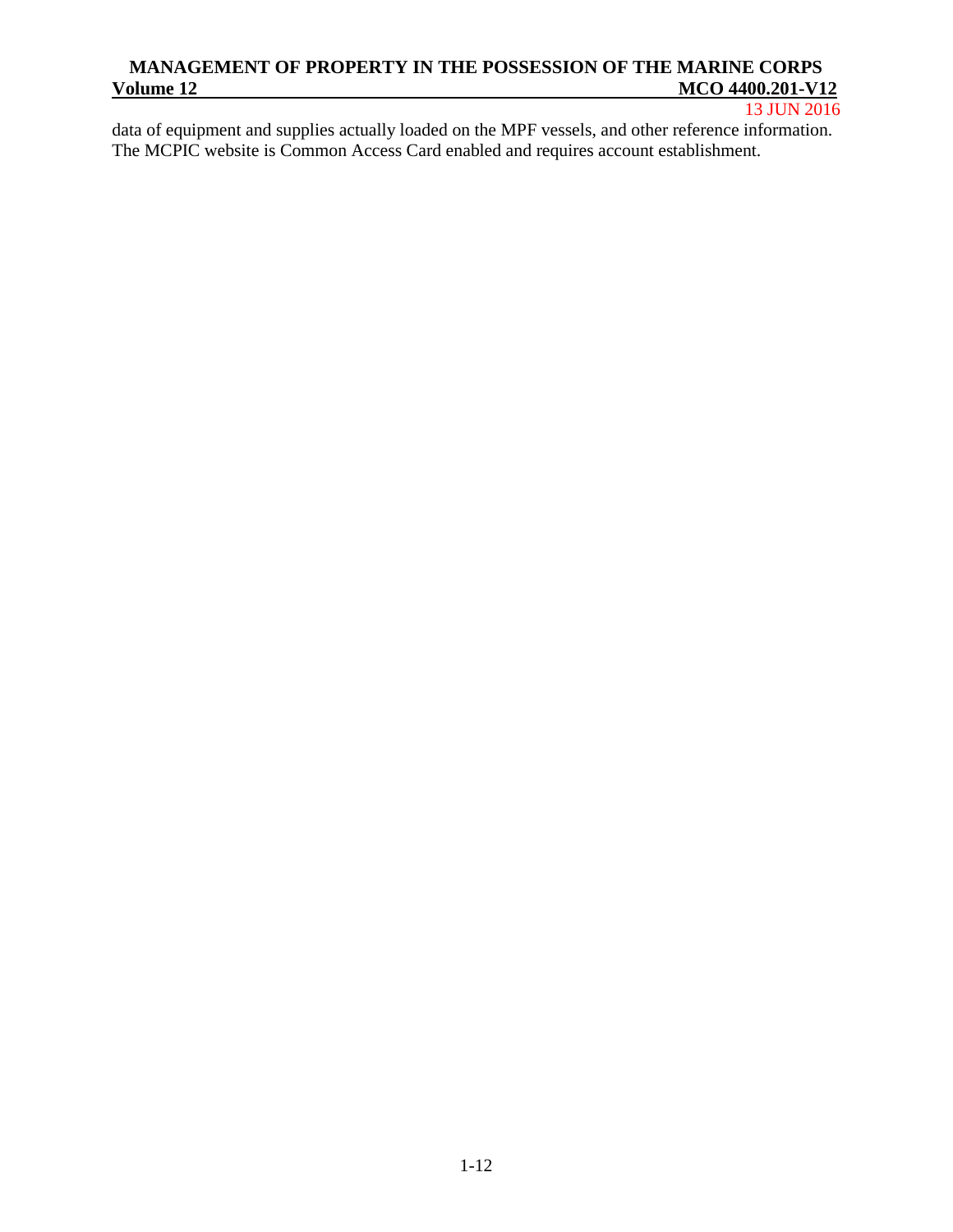data of equipment and supplies actually loaded on the MPF vessels, and other reference information. The MCPIC website is Common Access Card enabled and requires account establishment.